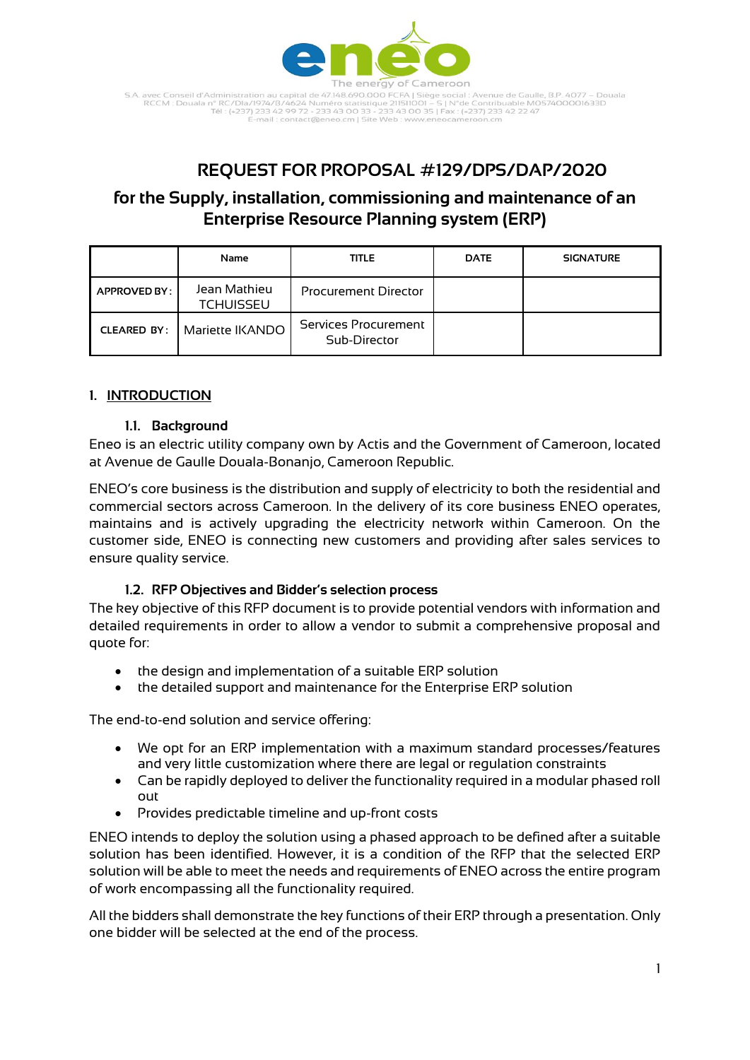S.A. avec Conseil d'Administration au capital de 47.148.690.000 FCFA | Siège social : Avenue de Gaulle, B.P. 4077 – Douala
RCCM : Douala n° RC/Dla/1974/B/4624 Numéro statistique 21151001 – S | N°de Contribuable M057400001633D
Tél : (+237) 233 42 99 72 - 233 43 00 33 - 233 43 00 35 | Fax : (+237) 233 42 22 47
E-mail : contact@eneo.cm | Site Web : www.eneocameroon.cm

# REQUEST FOR PROPOSAL #129/DPS/DAP/2020

## for the Supply, installation, commissioning and maintenance of an Enterprise Resource Planning system (ERP)

| | Name | TITLE | DATE | SIGNATURE |
|---|---|---|---|---|
| APPROVED BY : | Jean Mathieu TCHUISSEU | Procurement Director | | |
| CLEARED BY : | Mariette IKANDO | Services Procurement Sub-Director | | |

## 1. INTRODUCTION

### 1.1. Background

Eneo is an electric utility company own by Actis and the Government of Cameroon, located at Avenue de Gaulle Douala-Bonanjo, Cameroon Republic.

ENEO's core business is the distribution and supply of electricity to both the residential and commercial sectors across Cameroon. In the delivery of its core business ENEO operates, maintains and is actively upgrading the electricity network within Cameroon. On the customer side, ENEO is connecting new customers and providing after sales services to ensure quality service.

### 1.2. RFP Objectives and Bidder's selection process

The key objective of this RFP document is to provide potential vendors with information and detailed requirements in order to allow a vendor to submit a comprehensive proposal and quote for:

- the design and implementation of a suitable ERP solution
- the detailed support and maintenance for the Enterprise ERP solution

The end-to-end solution and service offering:

- We opt for an ERP implementation with a maximum standard processes/features and very little customization where there are legal or regulation constraints
- Can be rapidly deployed to deliver the functionality required in a modular phased roll out
- Provides predictable timeline and up-front costs

ENEO intends to deploy the solution using a phased approach to be defined after a suitable solution has been identified. However, it is a condition of the RFP that the selected ERP solution will be able to meet the needs and requirements of ENEO across the entire program of work encompassing all the functionality required.

All the bidders shall demonstrate the key functions of their ERP through a presentation. Only one bidder will be selected at the end of the process.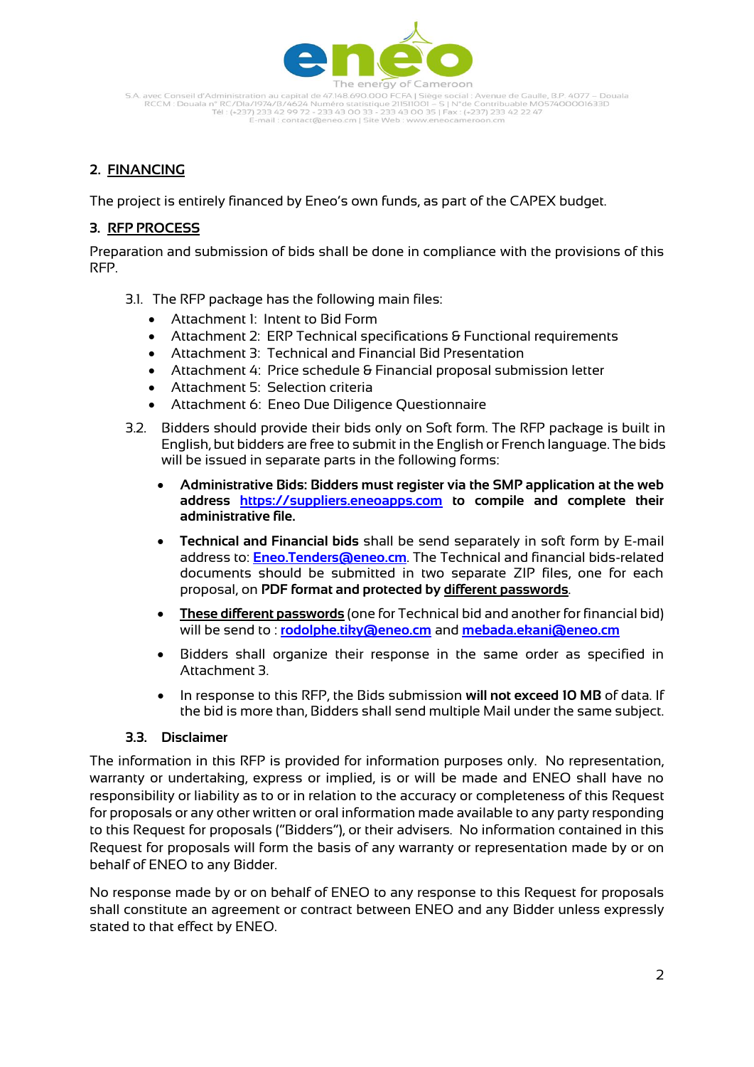## 2. FINANCING

The project is entirely financed by Eneo's own funds, as part of the CAPEX budget.

## 3. RFP PROCESS

Preparation and submission of bids shall be done in compliance with the provisions of this RFP.

3.1. The RFP package has the following main files:

- Attachment 1: Intent to Bid Form
- Attachment 2: ERP Technical specifications & Functional requirements
- Attachment 3: Technical and Financial Bid Presentation
- Attachment 4: Price schedule & Financial proposal submission letter
- Attachment 5: Selection criteria
- Attachment 6: Eneo Due Diligence Questionnaire

3.2. Bidders should provide their bids only on Soft form. The RFP package is built in English, but bidders are free to submit in the English or French language. The bids will be issued in separate parts in the following forms:

- **Administrative Bids: Bidders must register via the SMP application at the web address https://suppliers.eneoapps.com to compile and complete their administrative file.**
- **Technical and Financial bids** shall be send separately in soft form by E-mail address to: **Eneo.Tenders@eneo.cm**. The Technical and financial bids-related documents should be submitted in two separate ZIP files, one for each proposal, on **PDF format and protected by different passwords**.
- **These different passwords** (one for Technical bid and another for financial bid) will be send to : **rodolphe.tiky@eneo.cm** and **mebada.ekani@eneo.cm**
- Bidders shall organize their response in the same order as specified in Attachment 3.
- In response to this RFP, the Bids submission **will not exceed 10 MB** of data. If the bid is more than, Bidders shall send multiple Mail under the same subject.

### 3.3. Disclaimer

The information in this RFP is provided for information purposes only. No representation, warranty or undertaking, express or implied, is or will be made and ENEO shall have no responsibility or liability as to or in relation to the accuracy or completeness of this Request for proposals or any other written or oral information made available to any party responding to this Request for proposals ("Bidders"), or their advisers. No information contained in this Request for proposals will form the basis of any warranty or representation made by or on behalf of ENEO to any Bidder.

No response made by or on behalf of ENEO to any response to this Request for proposals shall constitute an agreement or contract between ENEO and any Bidder unless expressly stated to that effect by ENEO.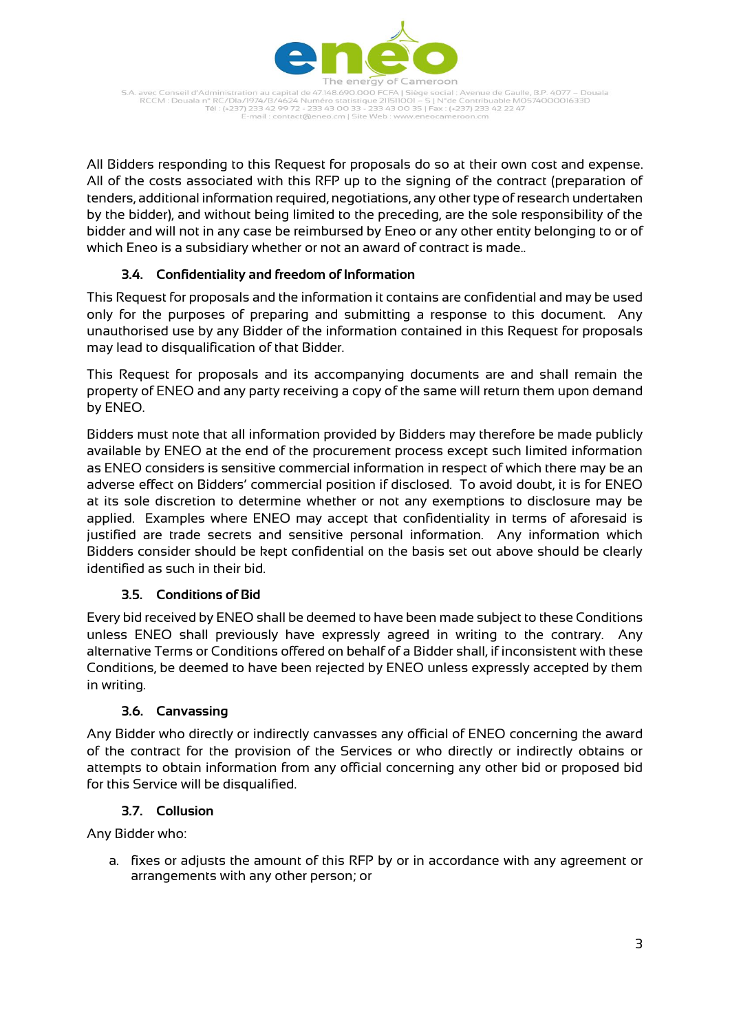All Bidders responding to this Request for proposals do so at their own cost and expense. All of the costs associated with this RFP up to the signing of the contract (preparation of tenders, additional information required, negotiations, any other type of research undertaken by the bidder), and without being limited to the preceding, are the sole responsibility of the bidder and will not in any case be reimbursed by Eneo or any other entity belonging to or of which Eneo is a subsidiary whether or not an award of contract is made..

### 3.4. Confidentiality and freedom of Information

This Request for proposals and the information it contains are confidential and may be used only for the purposes of preparing and submitting a response to this document. Any unauthorised use by any Bidder of the information contained in this Request for proposals may lead to disqualification of that Bidder.

This Request for proposals and its accompanying documents are and shall remain the property of ENEO and any party receiving a copy of the same will return them upon demand by ENEO.

Bidders must note that all information provided by Bidders may therefore be made publicly available by ENEO at the end of the procurement process except such limited information as ENEO considers is sensitive commercial information in respect of which there may be an adverse effect on Bidders' commercial position if disclosed. To avoid doubt, it is for ENEO at its sole discretion to determine whether or not any exemptions to disclosure may be applied. Examples where ENEO may accept that confidentiality in terms of aforesaid is justified are trade secrets and sensitive personal information. Any information which Bidders consider should be kept confidential on the basis set out above should be clearly identified as such in their bid.

### 3.5. Conditions of Bid

Every bid received by ENEO shall be deemed to have been made subject to these Conditions unless ENEO shall previously have expressly agreed in writing to the contrary. Any alternative Terms or Conditions offered on behalf of a Bidder shall, if inconsistent with these Conditions, be deemed to have been rejected by ENEO unless expressly accepted by them in writing.

### 3.6. Canvassing

Any Bidder who directly or indirectly canvasses any official of ENEO concerning the award of the contract for the provision of the Services or who directly or indirectly obtains or attempts to obtain information from any official concerning any other bid or proposed bid for this Service will be disqualified.

### 3.7. Collusion

Any Bidder who:

a. fixes or adjusts the amount of this RFP by or in accordance with any agreement or arrangements with any other person; or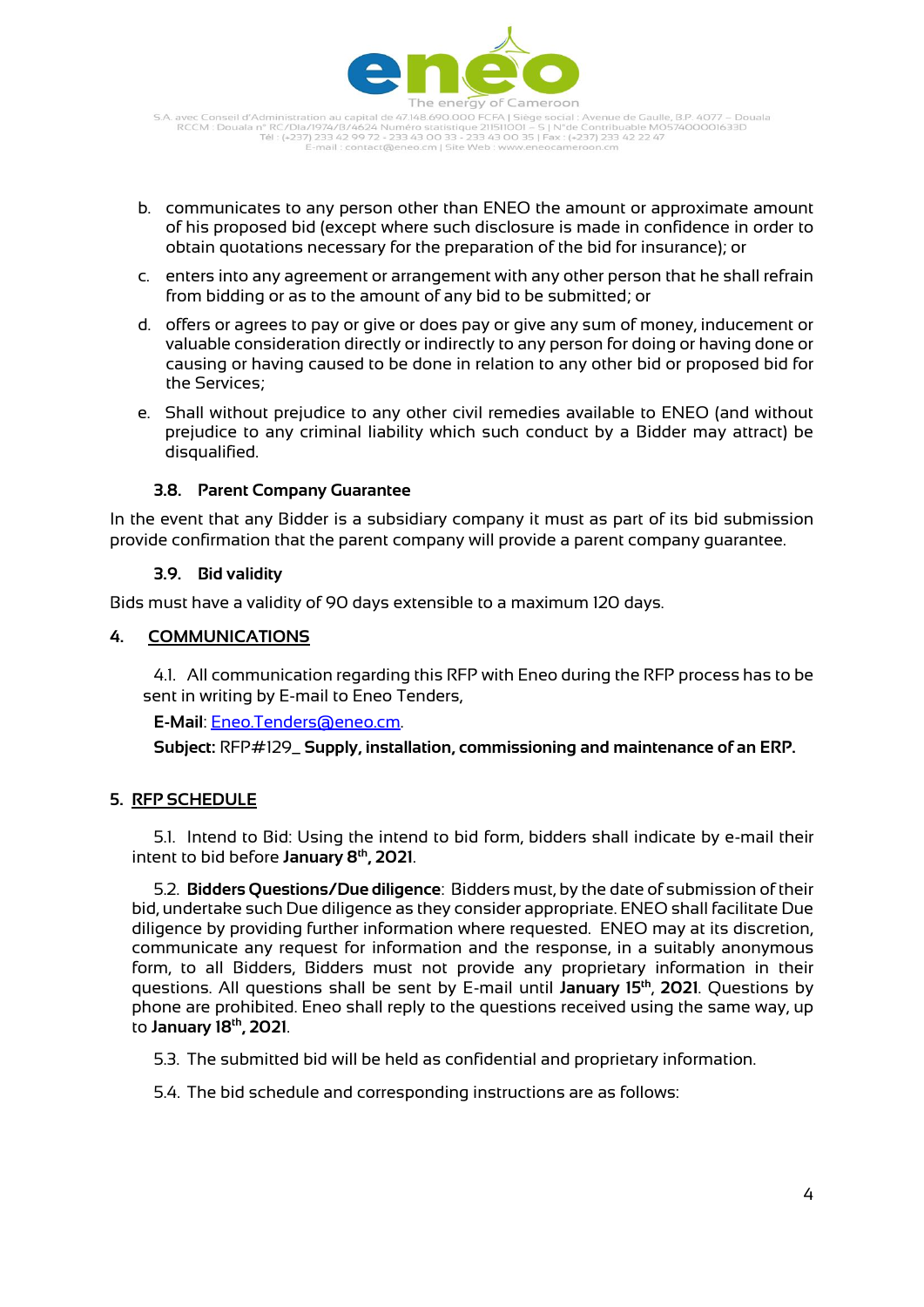b. communicates to any person other than ENEO the amount or approximate amount of his proposed bid (except where such disclosure is made in confidence in order to obtain quotations necessary for the preparation of the bid for insurance); or

c. enters into any agreement or arrangement with any other person that he shall refrain from bidding or as to the amount of any bid to be submitted; or

d. offers or agrees to pay or give or does pay or give any sum of money, inducement or valuable consideration directly or indirectly to any person for doing or having done or causing or having caused to be done in relation to any other bid or proposed bid for the Services;

e. Shall without prejudice to any other civil remedies available to ENEO (and without prejudice to any criminal liability which such conduct by a Bidder may attract) be disqualified.

### 3.8. Parent Company Guarantee

In the event that any Bidder is a subsidiary company it must as part of its bid submission provide confirmation that the parent company will provide a parent company guarantee.

### 3.9. Bid validity

Bids must have a validity of 90 days extensible to a maximum 120 days.

## 4. COMMUNICATIONS

4.1. All communication regarding this RFP with Eneo during the RFP process has to be sent in writing by E-mail to Eneo Tenders,

**E-Mail**: Eneo.Tenders@eneo.cm.

**Subject:** RFP#129_ **Supply, installation, commissioning and maintenance of an ERP.**

## 5. RFP SCHEDULE

5.1. Intend to Bid: Using the intend to bid form, bidders shall indicate by e-mail their intent to bid before **January 8th, 2021**.

5.2. **Bidders Questions/Due diligence**: Bidders must, by the date of submission of their bid, undertake such Due diligence as they consider appropriate. ENEO shall facilitate Due diligence by providing further information where requested. ENEO may at its discretion, communicate any request for information and the response, in a suitably anonymous form, to all Bidders, Bidders must not provide any proprietary information in their questions. All questions shall be sent by E-mail until **January 15th, 2021**. Questions by phone are prohibited. Eneo shall reply to the questions received using the same way, up to **January 18th, 2021**.

5.3. The submitted bid will be held as confidential and proprietary information.

5.4. The bid schedule and corresponding instructions are as follows: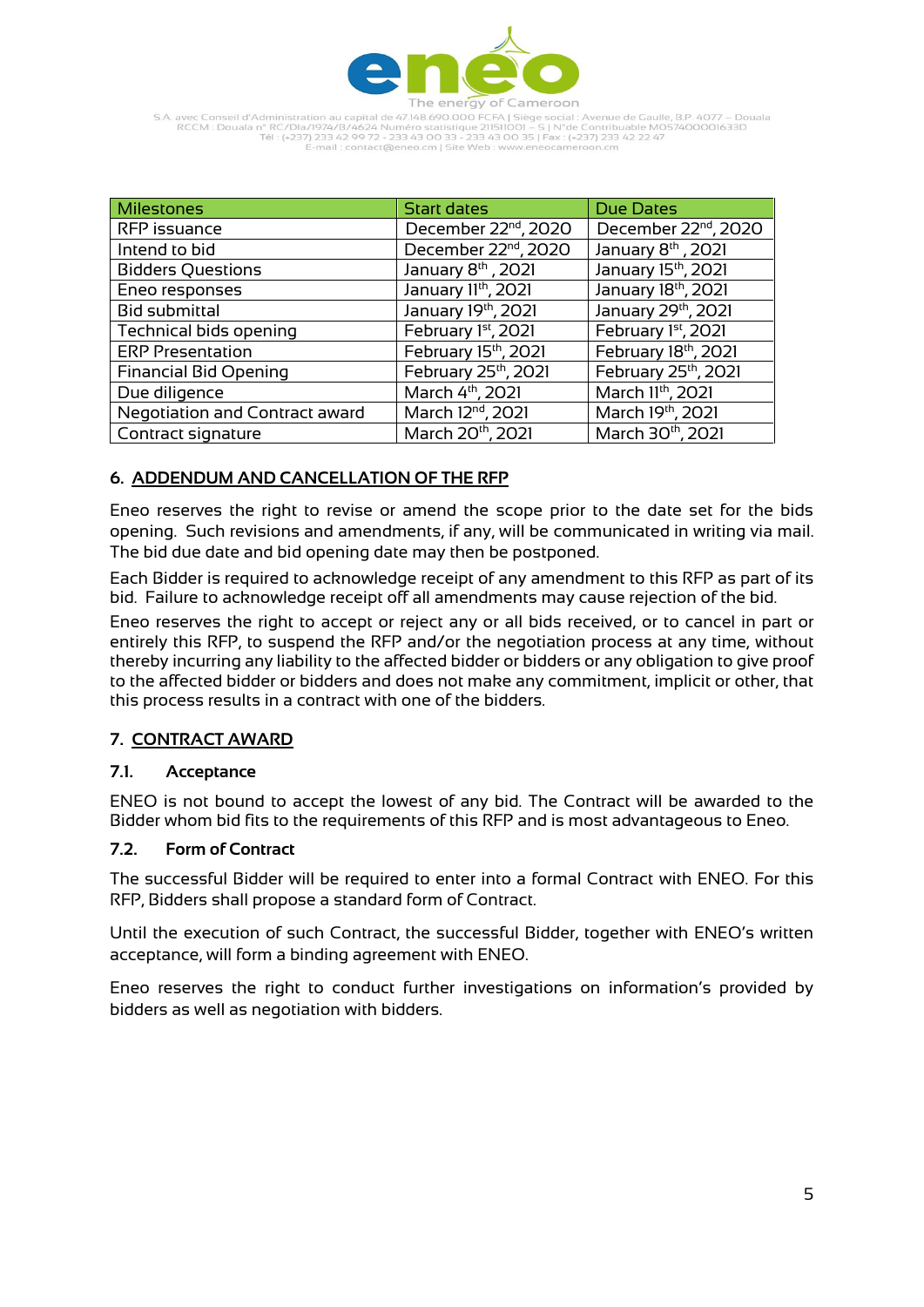| Milestones | Start dates | Due Dates |
|---|---|---|
| RFP issuance | December 22nd, 2020 | December 22nd, 2020 |
| Intend to bid | December 22nd, 2020 | January 8th , 2021 |
| Bidders Questions | January 8th , 2021 | January 15th, 2021 |
| Eneo responses | January 11th, 2021 | January 18th, 2021 |
| Bid submittal | January 19th, 2021 | January 29th, 2021 |
| Technical bids opening | February 1st, 2021 | February 1st, 2021 |
| ERP Presentation | February 15th, 2021 | February 18th, 2021 |
| Financial Bid Opening | February 25th, 2021 | February 25th, 2021 |
| Due diligence | March 4th, 2021 | March 11th, 2021 |
| Negotiation and Contract award | March 12nd, 2021 | March 19th, 2021 |
| Contract signature | March 20th, 2021 | March 30th, 2021 |

## 6. ADDENDUM AND CANCELLATION OF THE RFP

Eneo reserves the right to revise or amend the scope prior to the date set for the bids opening. Such revisions and amendments, if any, will be communicated in writing via mail. The bid due date and bid opening date may then be postponed.

Each Bidder is required to acknowledge receipt of any amendment to this RFP as part of its bid. Failure to acknowledge receipt off all amendments may cause rejection of the bid.

Eneo reserves the right to accept or reject any or all bids received, or to cancel in part or entirely this RFP, to suspend the RFP and/or the negotiation process at any time, without thereby incurring any liability to the affected bidder or bidders or any obligation to give proof to the affected bidder or bidders and does not make any commitment, implicit or other, that this process results in a contract with one of the bidders.

## 7. CONTRACT AWARD

### 7.1. Acceptance

ENEO is not bound to accept the lowest of any bid. The Contract will be awarded to the Bidder whom bid fits to the requirements of this RFP and is most advantageous to Eneo.

### 7.2. Form of Contract

The successful Bidder will be required to enter into a formal Contract with ENEO. For this RFP, Bidders shall propose a standard form of Contract.

Until the execution of such Contract, the successful Bidder, together with ENEO's written acceptance, will form a binding agreement with ENEO.

Eneo reserves the right to conduct further investigations on information's provided by bidders as well as negotiation with bidders.